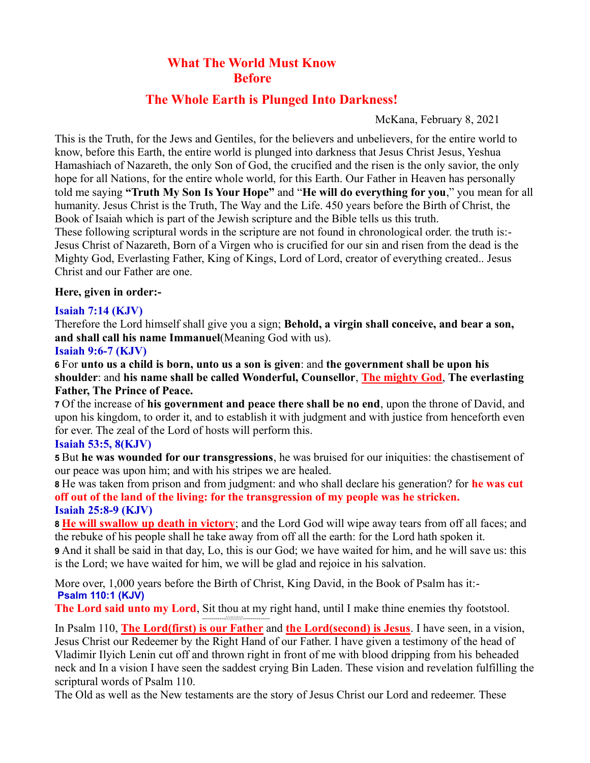# What The World Must Know Before

# The Whole Earth is Plunged Into Darkness!

McKana, February 8, 2021

This is the Truth, for the Jews and Gentiles, for the believers and unbelievers, for the entire world to know, before this Earth, the entire world is plunged into darkness that Jesus Christ Jesus, Yeshua Hamashiach of Nazareth, the only Son of God, the crucified and the risen is the only savior, the only hope for all Nations, for the entire whole world, for this Earth. Our Father in Heaven has personally told me saying **"Truth My Son Is Your Hope"** and "**He will do everything for you**," you mean for all humanity. Jesus Christ is the Truth, The Way and the Life. 450 years before the Birth of Christ, the Book of Isaiah which is part of the Jewish scripture and the Bible tells us this truth.
These following scriptural words in the scripture are not found in chronological order. the truth is:- Jesus Christ of Nazareth, Born of a Virgen who is crucified for our sin and risen from the dead is the Mighty God, Everlasting Father, King of Kings, Lord of Lord, creator of everything created.. Jesus Christ and our Father are one.

**Here, given in order:-**

**Isaiah 7:14 (KJV)**

Therefore the Lord himself shall give you a sign; **Behold, a virgin shall conceive, and bear a son, and shall call his name Immanuel**(Meaning God with us).

**Isaiah 9:6-7 (KJV)**

**6** For **unto us a child is born, unto us a son is given**: and **the government shall be upon his shoulder**: and **his name shall be called Wonderful, Counsellor**, **The mighty God**, **The everlasting Father, The Prince of Peace.**

**7** Of the increase of **his government and peace there shall be no end**, upon the throne of David, and upon his kingdom, to order it, and to establish it with judgment and with justice from henceforth even for ever. The zeal of the Lord of hosts will perform this.

**Isaiah 53:5, 8(KJV)**

**5** But **he was wounded for our transgressions**, he was bruised for our iniquities: the chastisement of our peace was upon him; and with his stripes we are healed.

**8** He was taken from prison and from judgment: and who shall declare his generation? for **he was cut off out of the land of the living: for the transgression of my people was he stricken.**

**Isaiah 25:8-9 (KJV)**

**8** **He will swallow up death in victory**; and the Lord God will wipe away tears from off all faces; and the rebuke of his people shall he take away from off all the earth: for the Lord hath spoken it.

**9** And it shall be said in that day, Lo, this is our God; we have waited for him, and he will save us: this is the Lord; we have waited for him, we will be glad and rejoice in his salvation.

More over, 1,000 years before the Birth of Christ, King David, in the Book of Psalm has it:-

**Psalm 110:1 (KJV)**

**The Lord said unto my Lord**, Sit thou at my right hand, until I make thine enemies thy footstool.

-------------///////////-------------

In Psalm 110, **The Lord(first) is our Father** and **the Lord(second) is Jesus**. I have seen, in a vision, Jesus Christ our Redeemer by the Right Hand of our Father. I have given a testimony of the head of Vladimir Ilyich Lenin cut off and thrown right in front of me with blood dripping from his beheaded neck and In a vision I have seen the saddest crying Bin Laden. These vision and revelation fulfilling the scriptural words of Psalm 110.

The Old as well as the New testaments are the story of Jesus Christ our Lord and redeemer. These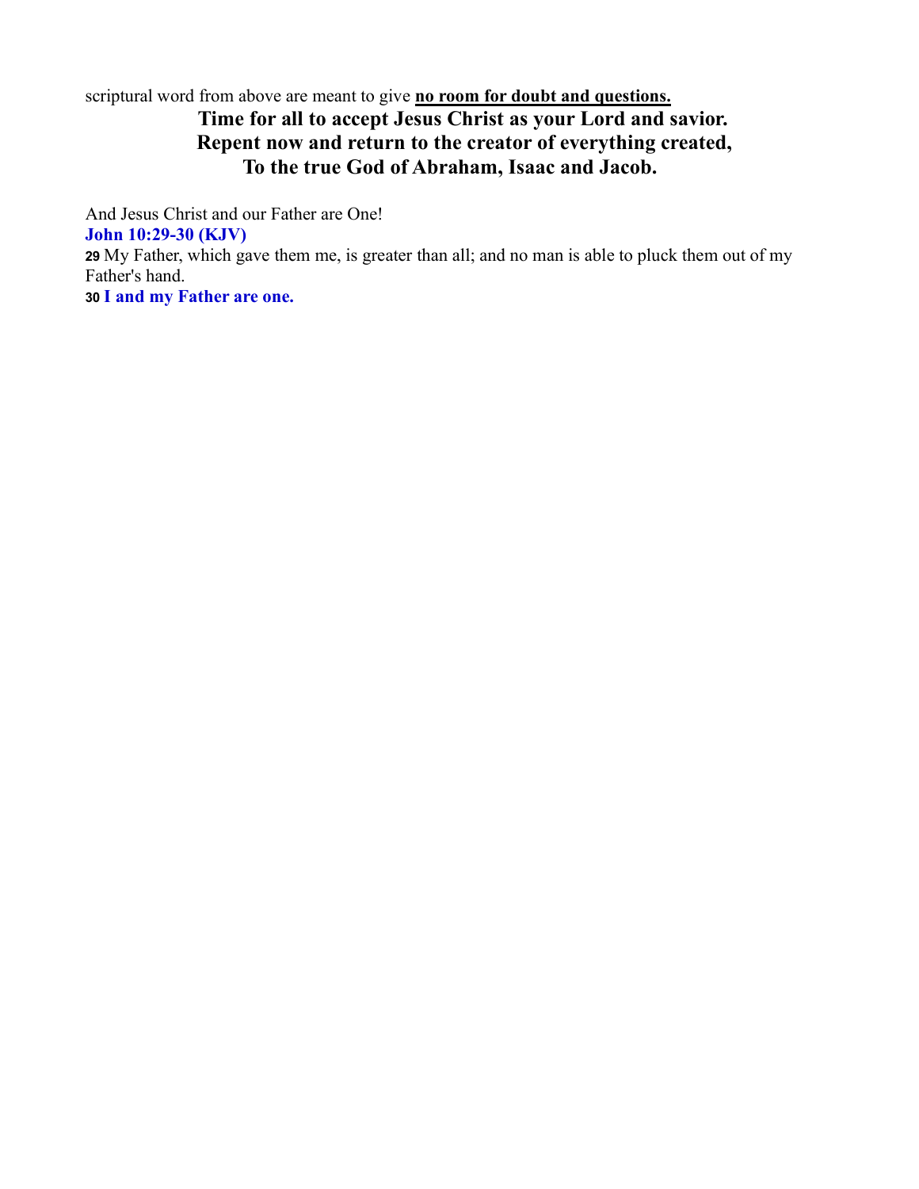scriptural word from above are meant to give **no room for doubt and questions.**

**Time for all to accept Jesus Christ as your Lord and savior.**
**Repent now and return to the creator of everything created,**
**To the true God of Abraham, Isaac and Jacob.**

And Jesus Christ and our Father are One!

**John 10:29-30 (KJV)**

**29** My Father, which gave them me, is greater than all; and no man is able to pluck them out of my Father's hand.

**30** **I and my Father are one.**